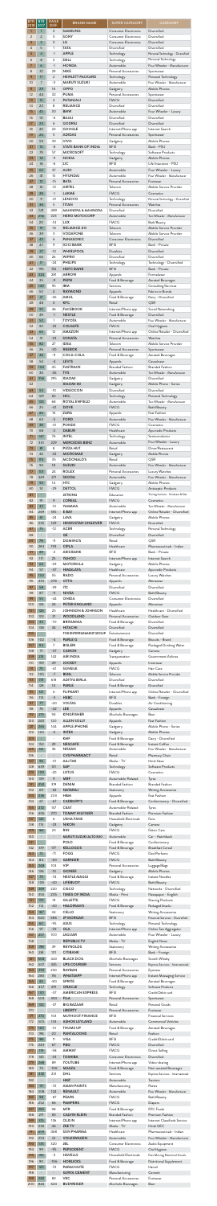| BTR 2018 | BTR 2017 | RANK DIFF | BRAND NAME | SUPER CATEGORY | CATEGORY |
|---|---|---|---|---|---|
| 1 | 1 | 0 | SAMSUNG | Consumer Electronics | Diversified |
| 2 | 2 | 0 | SONY | Consumer Electronics | Diversified |
| 3 | 3 | 0 | LG | Consumer Electronics | Diversified |
| 4 | 5 | 1 | TATA | Diversified | Diversified |
| 5 | 4 | -1 | APPLE | Technology | Personal Technology - Diversified |
| 6 | 8 | 2 | DELL | Technology | Personal Technology |
| 7 | 10 | 3 | HONDA | Automobile | Four Wheeler - Manufacturer |
| 8 | 37 | 29 | NIKE | Personal Accessories | Sportswear |
| 9 | 11 | 2 | HEWLETT PACKARD | Technology | Personal Technology |
| 10 | 7 | -3 | MARUTI SUZUKI | Automobile | Four Wheeler - Manufacturer |
| 11 | 14 | 3 | BAJAJ | Diversified | Diversified |
| 12 | 19 | 7 | PATANJALI | FMCG | Diversified |
| 13 | 22 | 9 | RELIANCE | Diversified | Diversified |
| 14 | 28 | 14 | BMW | Automobile | Four Wheeler - Luxury |
| 15 | 13 | -2 | GODREJ | Diversified | Diversified |
| 16 | 20 | 4 | GOOGLE | Internet/Phone app | Internet Search |
| 17 | 15 | -2 | ADIDAS | Personal Accessories | Sportswear |
| 18 | 59 | 41 | VIVO | Gadgetry | Mobile Phones |
| 19 | 18 | -1 | STATE BANK OF INDIA | BFSI | Bank - PSU |
| 20 | 29 | 9 | MICROSOFT | Technology | Software Products |
| 21 | 16 | -5 | NOKIA | Gadgetry | Mobile Phones |
| 22 | 9 | -13 | LIC | BFSI | Life Insurance - PSU |
| 23 | 44 | 21 | AUDI | Automobile | Four Wheeler - Luxury |
| 24 | 42 | 18 | HYUNDAI | Automobile | Four Wheeler - Manufacturer |
| 25 | 12 | -13 | BATA | Personal Accessories | Footwear |
| 26 | 26 | 0 | AIRTEL | Telecom | Mobile Service Provider |
| 27 | 27 | 0 | LAKME | FMCG | Cosmetics |
| 28 | 30 | 2 | LENOVO | Technology | Personal Technology - Diversified |
| 29 | 34 | 5 | TITAN | Personal Accessories | Watches |
| 30 | 326 | 296 | MAHINDRA & MAHINDRA | Diversified | Diversified |
| 31 | 24 | -7 | HERO MOTOCORP | Automobile | Two Wheeler - Manufacturer |
| 32 | 23 | -9 | LUX | FMCG | Bath Soaps |
| 33 | 21 | -12 | RELIANCE JIO | Telecom | Mobile Service Provider |
| 34 | 39 | 5 | VODAFONE | Telecom | Mobile Service Provider |
| 35 | 41 | 6 | PANASONIC | Consumer Electronics | Diversified |
| 36 | 43 | 7 | ICICI BANK | BFSI | Bank - Private |
| 37 | 25 | -12 | WHIRLPOOL | Durables | Diversified |
| 38 | 64 | 26 | WIPRO | Diversified | Diversified |
| 39 | 17 | -22 | PHILIPS | Technology | Technology - Diversified |
| 40 | 58 | 18 | HDFC BANK | BFSI | Bank - Private |
| 41 | 335 | 294 | ARROW | Apparels | Formalwear |
| 42 | 35 | -7 | PEPSI | Food & Beverage | Aerated Beverages |
| 43 | 138 | 95 | IBM | Services | Consulting Services |
| 44 | 50 | 6 | RAYMOND | Apparels | Fabrics & Suits |
| 45 | 31 | -14 | AMUL | Food & Beverage | Dairy - Diversified |
| 46 | 48 | 2 | KFC | Retail | QSR |
| 47 | 95 | 48 | FACEBOOK | Internet/Phone app | Social Networking |
| 48 | 33 | -15 | NESTLE | Food & Beverage | Diversified |
| 49 | 58 | 9 | TOYOTA | Automobile | Four Wheeler - Manufacturer |
| 50 | 90 | 40 | COLGATE | FMCG | Oral Hygiene |
| 51 | 63 | 12 | AMAZON | Internet/Phone app | Online Retailer - Diversified |
| 52 | 6 | -46 | SONATA | Personal Accessories | Watches |
| 53 | 80 | 27 | IDEA | Telecom | Mobile Service Provider |
| 54 | 26 | -28 | REEBOK | Personal Accessories | Sportswear |
| 55 | 52 | -3 | COCA-COLA | Food & Beverage | Aerated Beverages |
| 56 | 54 | -2 | LEVI'S | Apparels | Casualwear |
| 57 | 268 | 211 | FASTRACK | Branded Fashion | Branded Fashion |
| 58 | 60 | 2 | TVS | Automobile | Two Wheeler - Manufacturer |
| 59 | 350 | 291 | IDIADAR | Apparels | Innerwear |
| 60 | | | IDIADAR SHI | Gadgetry | Mobile Phones - Smart |
| 61 | 47 | -14 | VIDEOCON | Diversified | Diversified |
| 62 | 74 | 12 | HCL | Technology | Personal Technology |
| 63 | 98 | 35 | ROYAL ENFIELD | Automobile | Two Wheeler - Manufacturer |
| 64 | 25 | -39 | DOVE | FMCG | Bath & Body |
| 65 | 49 | -16 | ZARA | Apparels | Fast Fashion |
| 66 | 63 | -3 | FORD | Automobile | Four Wheeler - Manufacturer |
| 67 | 100 | 33 | PONDS | FMCG | Cosmetics |
| 68 | 68 | 0 | DABUR | Healthcare | Ayurvedic Products |
| 69 | 145 | 76 | INTEL | Technology | Semiconductors |
| 70 | 331 | 261 | MERCEDES BENZ | Automobile | Four Wheeler - Luxury |
| 71 | 80 | 9 | PIZZA HUT | Retail | Dine-in Restaurant |
| 72 | 40 | -32 | MICROMAX | Gadgetry | Mobile Phones |
| 73 | 158 | 85 | MCDONALD'S | Retail | QSR |
| 74 | 90 | 16 | SUZUKI | Automobile | Four Wheeler - Manufacturer |
| 75 | 102 | 27 | ROLEX | Personal Accessories | Luxury Watches |
| 76 | 253 | 177 | SKODA | Automobile | Four Wheeler - Manufacturer |
| 77 | 91 | 14 | NIVEA | FMCG | Skin Care |
| 78 | 49 | -29 | DETTOL | FMCG | Antiseptic Products |
| 79 | | | JETKING | Education | Training Institute - Hardware & Net |
| 80 | 9 | -71 | LOREAL | FMCG | Cosmetics |
| 81 | 132 | 51 | YAMAHA | Automobile | Two Wheeler - Manufacturer |
| 82 | 264 | 182 | BIBA | Apparels | Ethnicwear |
| 83 | 107 | 24 | LAVA | Gadgetry | Mobile Phones |
| 84 | 215 | 131 | PUMA | Personal Accessories | Sportswear |
| 85 | 81 | -4 | DOMINO'S | Retail | QSR |
| 86 | 201 | 115 | CIPLA | Healthcare | Pharmaceuticals - Indian |
| 87 | 89 | 2 | ASIAN PAINTS | BFSI | Paints |
| 88 | 51 | -37 | YAHOO | Internet/Phone app | Internet Search |
| 89 | 60 | -29 | MOTOROLA | Gadgetry | Mobile Phones |
| 90 | 57 | -33 | HIMALAYA | Healthcare | Ayurvedic Products |
| 91 | 142 | 51 | RADO | Personal Accessories | Luxury Watches |
| 92 | 276 | 184 | OTTO | Apparels | Menswear |
| 93 | 84 | -9 | ITC | Diversified | Diversified |
| 94 | 97 | 3 | VIP | Personal Accessories | Luggage |
| 95 | 51 | -44 | ONIDA | Consumer Electronics | Diversified |
| 96 | 120 | 24 | PETER ENGLAND | Apparels | Menswear |
| 97 | 125 | 28 | JOHNSON & JOHNSON | Healthcare | Healthcare - Diversified |
| 98 | 109 | 11 | WOODLAND | Personal Accessories | Outdoor Gear |
| 99 | 83 | -16 | BRITANNIA | Food & Beverage | Diversified |
| 100 | 86 | -14 | HINDUSTAN | Food & Beverage | Diversified |
| 101 | | | FOX ENTERTAINMENT GROUP | Entertainment | Diversified |
| 102 | 96 | -6 | PARLE G | Food & Beverage | Biscuits - Brand |
| 103 | 110 | 7 | BISLERI | Food & Beverage | Packaged Drinking Water |
| 104 | 77 | -27 | CANON | Gadgetry | Camera |
| 105 | 245 | 140 | AIR INDIA | Transportation | Government Airlines |
| 106 | 183 | 77 | JOCKEY | Apparels | Innerwear |
| 107 | 70 | -37 | SUNSILK | FMCG | Hair Care |
| 108 | 115 | 7 | BSNL | Telecom | Mobile Service Provider |
| 109 | 127 | 18 | ADITYA BIRLA | Diversified | Diversified |
| 110 | 66 | -44 | PARLE | Food & Beverage | Diversified |
| 111 | 117 | 6 | FLIPKART | Internet/Phone app | Online Retailer - Diversified |
| 112 | 113 | 1 | HSBC | BFSI | Bank - Private |
| 113 | 82 | -31 | VOLTAS | Durables | Air Conditioning |
| 114 | 92 | -22 | LEE | Apparels | Casualwear |
| 115 | 209 | 94 | KINGFISHER | Alcoholic Beverages | Beer |
| 116 | 235 | 119 | ALLEN SOLLY | Apparels | Fast Fashion |
| 117 | 271 | 154 | APPLE IPHONE | Gadgetry | Mobile Phones - Smart |
| 118 | 116 | -2 | INTEX | Gadgetry | Mobile Phones |
| 119 | | | KMF | Food & Beverage | Dairy - Diversified |
| 120 | 159 | 39 | NESCAFE | Food & Beverage | Instant Coffee |
| 121 | 99 | -22 | NISSAN | Automobile | Four Wheeler - Manufacturer |
| 122 | | | CVS PHARMACY | Retail | Pharmacy Chain |
| 123 | 92 | -31 | AAJ TAK | Media - TV | Hindi News |
| 124 | 219 | 95 | SAP | Technology | Software Products |
| 125 | 145 | 20 | LOTUS | FMCG | Cosmetics |
| 126 | 137 | 11 | MRF | Automobile Related | Tyres |
| 127 | 452 | 325 | GENERAL | Automobile Related | Tyres |
| 128 | 69 | -59 | NATARAJ | Stationery | Writing Accessories |
| 129 | 335 | 206 | HMT | Personal Accessories | Watches |
| 130 | 67 | -63 | CADBURY'S | Food & Beverage | Confectionery - Diversified |
| 131 | 187 | 56 | CEAT | Automobile Related | Tyres |
| 132 | 202 | 70 | TOMMY HILFIGER | Branded Fashion | Premium Fashion |
| 133 | 141 | 8 | USHA FANS | Household Electricals | Fans |
| 134 | 158 | 24 | NIKON | Gadgetry | Camera |
| 135 | 156 | 21 | RIN | FMCG | Detergent |
| 136 | | | MARUTI SUZUKI ALTO K10 | Automobile | Car - Hatchback |
| 137 | | | POLO | Food & Beverage | Confectionery |
| 138 | 175 | 37 | KELLOGG'S | Food & Beverage | Breakfast Cereal |
| 139 | 128 | -11 | FOGG | FMCG | Deodorant |
| 140 | 94 | -46 | GARNIER | FMCG | Bath/Beauty |
| 141 | 250 | 109 | VIP | Personal Accessories | Luggage/Bags |
| 142 | 191 | 49 | GIONEE | Gadgetry | Mobile Phones |
| 143 | 123 | -20 | NESTLE MAGGI | Food & Beverage | Instant Noodles |
| 144 | 138 | -6 | LIFEBUOY | FMCG | Bath/Hygiene |
| 145 | 265 | 120 | HALDIRAM'S | Food & Beverage | Namkeen & Snacks |
| 146 | 353 | 207 | TIMES OF INDIA | Media - Print | Newspaper - English |
| 147 | 165 | 18 | GILLETTE | FMCG | Shaving Products |
| 148 | 112 | -36 | HALDIRAM'S | Food & Beverage | Packaged Snacks |
| 149 | 183 | 34 | CELLO | Stationery | Writing Accessories |
| 150 | 465 | 315 | JP MORGAN | BFSI | Financial Services - Diversified |
| 151 | 96 | -55 | ASUS | Technology | Personal Technology |
| 152 | 121 | -31 | OLA | Internet/Phone app | Online Taxi Aggregator |
| 153 | 297 | 144 | JAGUAR | Automobile | Four Wheeler - Luxury |
| 154 | | | REPUBLIC TV | Media - TV | English News |
| 155 | 184 | 29 | REYNOLDS | Stationery | Writing Accessories |
| 156 | 293 | 137 | CITIBANK | BFSI | Bank - Foreign |
| 157 | 504 | 347 | BLACK DOG | Alcoholic Beverages | Scotch Whisky |
| 158 | 503 | 345 | UPS COURIER | Services | Express Service - International |
| 159 | 359 | 200 | RAYBAN | Personal Accessories | Eyewear |
| 160 | 183 | 23 | WHATSAPP | Internet/Phone app | Instant Messaging Service |
| 161 | 85 | -76 | SPRITE | Food & Beverage | Aerated Beverages |
| 162 | 371 | 209 | HITACHI | Technology | Technology - Diversified |
| 163 | 193 | 30 | AMERICAN EXPRESS | BFSI | Credit/Debit card |
| 164 | 322 | 158 | FILA | Personal Accessories | Sportswear |
| 165 | 128 | -37 | BIG BAZAAR | Retail | Hypermarket |
| 166 | 170 | 4 | LIBERTY | Personal Accessories | Footwear |
| 167 | 270 | 103 | MUTHOOT FINANCE | BFSI | Financial Services |
| 168 | 290 | 122 | ASHOK LEYLAND | Automobile | Commercial Vehicles |
| 169 | 150 | -19 | THUMS UP | Food & Beverage | Aerated Beverages |
| 170 | 196 | 26 | PANTALOONS | Retail | Fashion |
| 171 | 186 | 15 | VISA | BFSI | Credit/Debit card |
| 172 | 203 | 31 | KIT KAT | FMCG | Chocolates |
| 173 | 178 | 5 | AMWAY | FMCG | Direct Selling |
| 174 | 161 | -13 | TOSHIBA | Consumer Electronics | Diversified |
| 175 | 264 | 89 | YOUTUBE | Internet/Phone app | Video-sharing |
| 176 | 72 | -104 | MAAZA | Food & Beverage | Non-aerated Beverages |
| 177 | 412 | 235 | DHL | Services | Express Service - International |
| 178 | 173 | -5 | HMT | Automobile | Tractors |
| 179 | 351 | 172 | ASIAN PAINTS | Manufacturing | Paints |
| 180 | 306 | 126 | RENAULT | Automobile | Four Wheeler - Manufacturer |
| 181 | 168 | -13 | PEARS | FMCG | Bath/Beauty |
| 182 | 242 | 60 | PAMPERS | FMCG | Diapers |
| 183 | 296 | 113 | MTR | Food & Beverage | RTC Foods |
| 184 | 271 | 87 | CALVIN KLEIN | Branded Fashion | Premium Fashion |
| 185 | 311 | 126 | OLEIN | Internet/Phone app | Internet Classifieds Service |
| 186 | 210 | 24 | ZEE TV | Media - TV | Hindi GEC |
| 187 | 556 | 369 | SUN PHARMA | Healthcare | Pharmaceuticals - Indian |
| 188 | 253 | 65 | VOLKSWAGEN | Automobile | Four Wheeler - Manufacturer |
| 189 | 469 | 280 | JBL | Consumer Electronics | Audio Equipment |
| 190 | 94 | -96 | PEPSODENT | FMCG | Oral Hygiene |
| 191 | 283 | 92 | HAVELLS | Household Electricals | Electrical Goods |
| 192 | 92 | -100 | HORLICKS | Food & Beverage | Nutritional Supplement |
| 193 | 153 | -40 | PARACHUTE | FMCG | Hair oil |
| 194 | | | SURYA CEMENT | Manufacturing | Cement |
| 195 | 282 | 87 | VKC | Personal Accessories | Footwear |
| 196 | 633 | 437 | BUDWEISER | Alcoholic Beverages | Beer |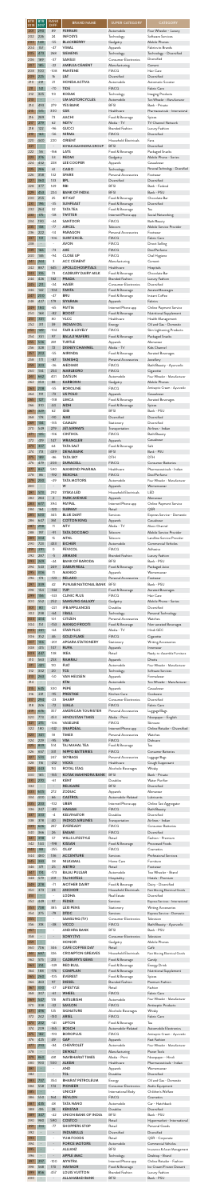| RTR 2016 | RTR 2015 | RANK CHG | BRAND NAME | SUPER CATEGORY | CATEGORY |
|---|---|---|---|---|---|
| 201 | 290 | 89 | FERRARI | Automobile | Four Wheeler - Luxury |
| 202 | 226 | 24 | INFOSYS | Technology | Software Services |
| 203 | 113 | -90 | BLACKBERRY | Gadgets | Mobile Phones |
| 204 | 157 | -47 | VIMAL | Apparels | Fabrics to Brands |
| 205 | 471 | 266 | SIEMENS | Technology | Technology - Diversified |
| 206 | 169 | -37 | SANSUI | Consumer Electronics | Diversified |
| 207 | 185 | -22 | AMBUJA CEMENT | Manufacturing | Cement |
| 208 | 100 | -108 | PANTENE | FMCG | Hair Care |
| 209 | 225 | 16 | L&T | Diversified | Diversified |
| 210 | 231 | 21 | HONDA ACTIVA | Automobile | Automatic Scooter |
| 211 | 188 | -23 | TIDE | FMCG | Fabric Care |
| 212 | 305 | 93 | KODAK | Technology | Imaging Products |
| 213 | 197 | -16 | UM MOTORCYCLES | Automobile | Two Wheeler - Manufacturer |
| 214 | 493 | 279 | YES BANK | BFSI | Bank - Private |
| 215 | 316 | 101 | GSK | Healthcare | Pharmaceuticals - International |
| 216 | 289 | 73 | AACHI | Food & Beverage | Spices |
| 217 | 179 | -38 | NDTV | Media - TV | TV Channel Network |
| 218 | 122 | -96 | GUCCI | Branded Fashion | Luxury Fashion |
| 219 | 103 | -116 | NIRMA | FMCG | Detergent |
| 220 | 443 | 223 | ORIENT | Household Electricals | Fans |
| 221 | - | - | KOTAK MAHINDRA GROUP | BFSI | Diversified |
| 222 | 56 | -166 | LAYS | Food & Beverage | Packaged Snacks |
| 223 | 276 | 53 | REDMI | Gadgets | Mobile Phone - Series |
| 224 | 450 | 226 | LEE COOPER | Apparels | Casualwear |
| 225 | 266 | 41 | CASIO | Technology | Personal Technology - Diversified |
| 226 | 358 | 132 | SPARX | Personal Accessories | Footwear |
| 227 | 360 | 133 | BPL | Diversified | Diversified |
| 228 | 337 | 109 | RBI | BFSI | Bank - Federal |
| 229 | 453 | 224 | BANK OF INDIA | BFSI | Bank - PSU |
| 230 | 255 | 25 | KIT KAT | Food & Beverage | Chocolate Bar |
| 231 | 186 | -45 | SUNFEAST | Food & Beverage | Diversified |
| 232 | 266 | 34 | TATA TEA | Food & Beverage | Tea |
| 233 | 175 | -58 | TWITTER | Internet-Phone app | Social Networking |
| 234 | 190 | -44 | SANTOOR | FMCG | Skin/Beauty |
| 235 | 158 | -77 | AIRCEL | Telecom | Mobile Service Provider |
| 236 | 202 | -34 | PARAGON | Personal Accessories | Footwear |
| 237 | 131 | -106 | SURF EXCEL | FMCG | Fabric Care |
| 238 | - | - | AVON | FMCG | Direct Selling |
| 239 | 166 | -73 | AXE | FMCG | Deo/Perfume |
| 240 | 186 | -54 | CLOSE UP | FMCG | Oral Hygiene |
| 241 | 244 | 3 | ACC CEMENT | Manufacturing | Cement |
| 242 | 667 | 425 | APOLLO HOSPITALS | Healthcare | Hospitals |
| 243 | 316 | 73 | CADBURY DAIRY MILK | Food & Beverage | Chocolate Bar |
| 244 | 426 | 182 | PRADA | Branded Fashion | Luxury Fashion |
| 245 | 211 | -34 | HAIER | Consumer Electronics | Diversified |
| 246 | 140 | -106 | FANTA | Food & Beverage | Aerated Beverages |
| 247 | 200 | -47 | BRU | Food & Beverage | Instant Coffee |
| 248 | 427 | 179 | SIYARAM | Apparels | Fabrics |
| 249 | 183 | -65 | PAYTM | Internet-Phone app | Online Payment Service |
| 250 | 168 | -82 | BOOST | Food & Beverage | Malt-based Health Drink |
| 251 | 333 | 82 | VLCC | Healthcare | Health Management |
| 252 | 311 | 59 | INDIAN OIL | Energy | Oil and Gas - Domestic |
| 253 | 149 | -104 | FAIR & LOVELY | FMCG | Skin Lightening Products |
| 254 | 351 | 97 | BALAJI WAFERS | Food & Beverage | Packaged Snacks |
| 255 | 504 | 249 | TURTLE | Apparels | Menswear |
| 256 | 328 | 72 | DISNEY CHANNEL | Media - TV | Kids Channel |
| 257 | 312 | 55 | MIRINDA | Food & Beverage | Aerated Beverages |
| 258 | 171 | -87 | TANISHQ | Personal Accessories | Jewellery |
| 259 | 163 | -96 | MEDIMIX | FMCG | Bath&Beauty - Ayurvedic |
| 260 | 514 | 254 | MARLBORO | FMCG | Cigarette |
| 261 | 662 | 401 | DATSUN | Automobile | Four Wheeler - Manufacturer |
| 262 | 350 | 88 | KARBONN | Gadgets | Mobile Phones |
| 263 | 318 | 55 | BOROLINE | FMCG | Antiseptic Cream - Ayurvedic |
| 264 | 191 | -73 | US POLO | Apparels | Casualwear |
| 265 | 147 | -118 | LIMCA | Food & Beverage | Aerated Beverages |
| 266 | 333 | 67 | MDH | Food & Beverage | Spices |
| 267 | 329 | 62 | SBI | BFSI | Bank - PSU |
| 268 | 118 | -150 | MAX | Diversified | Diversified |
| 269 | 404 | 135 | CAMLIN | Stationery | Stationery |
| 270 | 549 | 279 | JET AIRWAYS | Transportation | Airlines - Indian |
| 271 | 377 | 106 | CINTHOL | FMCG | Bath&Beauty |
| 272 | 325 | 53 | WRANGLER | Apparels | Casualwear |
| 273 | 337 | 64 | TATA SALT | Food & Beverage | Salt |
| 274 | 155 | -119 | DENA BANK | BFSI | Bank - PSU |
| 275 | 361 | 86 | TATA SKY | DTH | DTH |
| 276 | 479 | 203 | DURACELL | FMCG | Consumer Batteries |
| 277 | 867 | 590 | MANKIND PHARMA | Healthcare | Pharmaceuticals - Indian |
| 278 | 96 | -182 | REXONA | FMCG | Deo/Perfume |
| 279 | 260 | -19 | TATA MOTORS | Automobile | Four Wheeler - Manufacturer |
| 280 | - | - | W | Apparels | Womenswear |
| 281 | 573 | 292 | SYSKA LED | Household Electricals | LED |
| 282 | 284 | 2 | PARK AVENUE | Apparels | Menswear |
| 283 | 897 | 614 | PAYPAL | Internet-Phone app | Online Payment Service |
| 284 | 164 | -120 | SUBWAY | Retail | QSR |
| 285 | 668 | 383 | BLUE DART | Services | Express Service - Domestic |
| 286 | 627 | 341 | COTTON KING | Apparels | Casualwear |
| 287 | 298 | 11 | MTV | Media - TV | Music Channel |
| 288 | 197 | -91 | TATA DOCOMO | Telecom | Mobile Service Provider |
| 289 | 304 | 15 | MTNL | Telecom | Landline Service Provider |
| 290 | 323 | 33 | EICHER | Automobile | Commercial Vehicles |
| 291 | 291 | 0 | FEVICOL | FMCG | Adhesive |
| 292 | 287 | -5 | ARMANI | Branded Fashion | Luxury Fashion |
| 293 | 249 | -44 | BANK OF BARODA | BFSI | Bank - PSU |
| 294 | 503 | 209 | ZANDU BALM | FMCG | Pain Relief - Ayurvedic |
| 295 | 306 | 11 | MANGO | Apparels | Womenswear |
| 296 | 170 | -126 | RELAXO | Personal Accessories | Footwear |
| 297 | 339 | 42 | PUNJAB NATIONAL BANK | BFSI | Bank - PSU |
| 298 | 164 | -134 | 7UP | Food & Beverage | Aerated Beverages |
| 299 | 166 | -133 | CLINIC PLUS | FMCG | Hair Care |
| 300 | 552 | 252 | SAMSUNG GALAXY | Gadgets | Mobile Phone - Series |
| 301 | 80 | -221 | IFB APPLIANCES | Durables | Diversified |
| 302 | 238 | -64 | IBALL | Technology | Personal Technology |
| 303 | 404 | 101 | CITIZEN | Personal Accessories | Watches |
| 304 | 152 | -152 | MANGO FROOTI | Food & Beverage | Non-aerated Beverage |
| 305 | 251 | -54 | STAR PLUS | Media - TV | Hindi GEC |
| 306 | 352 | 46 | GOLD FLAKE | FMCG | Cigarette |
| 307 | 508 | 201 | APSARA STATIONERY | Stationery | Writing Accessories |
| 308 | 215 | -93 | RUPA | Apparels | Innerwear |
| 309 | 447 | 138 | IKEA | Retail | Ready-to-Assemble Furniture |
| 310 | 563 | 253 | BIBA | Apparels | Ethnicwear |
| 311 | 92 | -219 | FIAT | Automobile | Four Wheeler - Manufacturer |
| 312 | 332 | 20 | TCS | Technology | Software Services |
| 313 | 363 | 50 | VAN HEUSEN | Apparels | Formalwear |
| 314 | - | - | KTM | Automobile | Two Wheeler - Manufacturer |
| 315 | 635 | 320 | PEPE | Apparels | Casualwear |
| 316 | 231 | -85 | PRESTIGE | Kitchen Care | Diversified |
| 317 | 294 | -23 | SHARP | Consumer Electronics | Diversified |
| 318 | 244 | -74 | USHA | Household Electricals | Diversified |
| 319 | 676 | 357 | AMERICAN TOURISTER | Personal Accessories | Luggage/Bags |
| 320 | 773 | 453 | HINDUSTAN TIMES | Media - Print | Newspaper - English |
| 321 | 215 | -106 | VASELINE | FMCG | Skincare |
| 322 | 120 | -202 | SNAPDEAL | Internet-Phone app | Online Retailer - Diversified |
| 323 | 338 | 15 | TIMEX | Personal Accessories | Watches |
| 324 | 229 | -95 | VIM | FMCG | Dishcare |
| 325 | 839 | 514 | TAJ MAHAL TEA | Food & Beverage | Tea |
| 326 | 657 | 331 | SKIPPO BATTERIES | FMCG | Consumer Batteries |
| 327 | 574 | 247 | SKYBAGS | Personal Accessories | Luggage/Bags |
| 328 | 116 | -212 | VICKS | Healthcare | Cough Suppressant |
| 329 | 413 | 84 | ROYAL STAG | Alcoholic Beverages | Whisky |
| 330 | 165 | -165 | KOTAK MAHINDRA BANK | BFSI | Bank - Private |
| 331 | 375 | 44 | KENT | Durables | Water Purifier |
| 332 | - | - | RELIGARE | BFSI | Diversified |
| 333 | 605 | 272 | ZODIAC | Apparels | Menswear |
| 334 | 400 | 66 | CASTROL | Automobile Related | Lubricants |
| 335 | 232 | -103 | UBER | Internet-Phone app | Online Taxi Aggregator |
| 336 | 247 | -89 | HAMAM | FMCG | Bath&Beauty |
| 337 | 333 | -4 | KELVINATOR | Durables | Diversified |
| 338 | 378 | 40 | INDIGO AIRLINES | Transportation | Airlines - Indian |
| 339 | 606 | 267 | EVEREADY | FMCG | Consumer Batteries |
| 340 | 366 | 26 | EMAMI | FMCG | Diversified |
| 341 | 398 | 57 | WILLS LIFESTYLE | Retail | Fashion - Premium |
| 342 | 144 | -198 | KISSAN | Food & Beverage | Processed Foods |
| 343 | 108 | -235 | OLAY | FMCG | Cosmetics |
| 344 | 480 | 136 | ACCENTURE | Services | Professional Services |
| 345 | 250 | -95 | NILKAMAL | Home Care | Furniture |
| 346 | 371 | 25 | METRO | Retail | Footwear |
| 347 | 182 | -165 | BAJAJ PULSAR | Automobile | Two Wheeler - Brand |
| 348 | 579 | 231 | TAJ HOTELS | Hospitality | Hotels - Premium |
| 349 | 278 | -71 | MOTHER DAIRY | Food & Beverage | Dairy - Diversified |
| 350 | 373 | 23 | ANCHOR | Household Electricals | Fast Moving Electrical Goods |
| 351 | - | - | LODHA | Real Estate | Diversified |
| 352 | 449 | 97 | FEDEX | Services | Express Services - International |
| 353 | 738 | 385 | LEXI PENS | Stationery | Writing Accessories |
| 354 | 279 | -75 | DTDC | Services | Express Service - Domestic |
| 355 | - | - | SAMSUNG TV | Consumer Electronics | Television |
| 356 | 218 | -138 | VICCO | FMCG | Bath&Beauty - Ayurvedic |
| 357 | - | - | ANDHRA BANK | BFSI | Bank - PSU |
| 358 | - | - | SONY TV | Consumer Electronics | Television |
| 359 | - | - | HONOR | Gadgets | Mobile Phones |
| 360 | 774 | 414 | CAFE COFFEE DAY | Retail | Cafe |
| 361 | 687 | 326 | CROMPTON GREAVES | Household Electricals | Fast Moving Electrical Goods |
| 362 | 175 | -187 | CADBURY'S GEMS | Food & Beverage | Candy |
| 363 | 295 | -68 | RED BULL | Food & Beverage | Energy Drink |
| 364 | 188 | -176 | COMPLAN | Food & Beverage | Malt-based Health Drink |
| 365 | 260 | -105 | EVEREST | Food & Beverage | Spices |
| 366 | 463 | 97 | DIESEL | Branded Fashion | Premium Fashion |
| 367 | 333 | -34 | LIFESTYLE | Retail | Fashion |
| 368 | 202 | -166 | WHEEL | FMCG | Fabric Care |
| 369 | 527 | 158 | MITSUBISHI | Automobile | Four Wheeler - Manufacturer |
| 370 | 198 | -172 | SAVLON | FMCG | Antiseptic Products |
| 371 | 496 | 125 | SIGNATURE | Alcoholic Beverages | Whisky |
| 372 | 242 | -130 | ARIEL | FMCG | Fabric Care |
| 373 | 232 | -141 | LIPTON | Food & Beverage | Tea |
| 374 | 339 | -35 | BOSCH | Automobile Related | Automobile Electronics |
| 375 | 180 | -195 | BOROPLUS | FMCG | Antiseptic Cream - Ayurvedic |
| 376 | 405 | 29 | GAP | Retail | Fast Fashion |
| 377 | 259 | -118 | CHEVROLET | Automobile | Four Wheeler - Manufacturer |
| 378 | - | - | DEWALT | Manufacturing | Power Tools |
| 379 | 853 | 474 | NAVBHARAT TIMES | Media - Print | Newspaper - Hindi |
| 380 | 933 | 553 | ALKEM | Healthcare | Pharmaceuticals - Indian |
| 381 | - | - | AND | Apparels | Womenswear |
| 382 | - | - | TCL | Durables | Diversified |
| 383 | 737 | 354 | BHARAT PETROLEUM | Energy | Oil and Gas - Domestic |
| 384 | 558 | 174 | PIONEER | Consumer Electronics | Audio Equipment |
| 385 | - | - | UNICEF | International Body | Children's Welfare |
| 386 | 550 | 164 | REVLON | FMCG | Cosmetics |
| 387 | 408 | 21 | TATA NANO | Automobile | Car - Hatchback |
| 388 | 414 | 26 | KENSTAR | Durables | Diversified |
| 389 | 327 | -62 | UNION BANK OF INDIA | BFSI | Bank - PSU |
| 390 | 930 | 540 | COSTCO | Retail | Hypermarket - International |
| 391 | 314 | -77 | SHOPPERS STOP | Retail | Fashion |
| 392 | - | - | INDIABULLS | Diversified | Diversified |
| 393 | - | - | YUM FOODS | Retail | QSR - Corporate |
| 394 | - | - | FORCE MOTORS | Automobile | Commercial Vehicles |
| 395 | - | - | ALLIANZ | BFSI | Insurance & Asset Management |
| 396 | - | - | APPLE MAC | Technology | Desktop - Brand |
| 397 | 297 | -100 | MYNTRA | Internet-Phone app | Online Retailer - Fashion |
| 398 | 568 | 170 | HAVMOR | Food & Beverage | Ice Cream-Frozen Dessert |
| 399 | 856 | 457 | LOUIS VUITTON | Branded Fashion | Luxury Fashion |
| 400 | 874 | 474 | ALLAHABAD BANK | BFSI | Bank - PSU |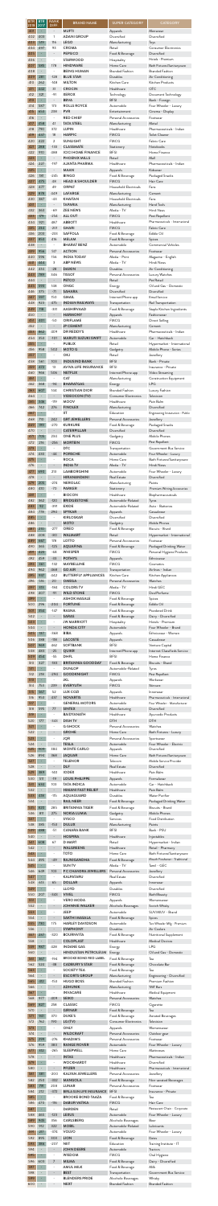| RTR 2018 | RTR 2017 | RANK CHG | BRAND NAME | SUPER CATEGORY | CATEGORY |
|---|---|---|---|---|---|
| 401 | - | - | MUFTI | Apparels | Menswear |
| 402 | 403 | 1 | ADANI GROUP | Diversified | Diversified |
| 403 | 381 | -22 | LEGO | Manufacturing | Toys |
| 404 | 497 | 93 | CROMA | Retail | Consumer Electronics |
| 405 | - | - | PEPSICO | Food & Beverage | Diversified |
| 406 | - | - | STARWOOD | Hospitality | Hotels - Premium |
| 407 | 585 | 178 | HINDWARE | Home Care | Bath Fixtures/Sanitaryware |
| 408 | - | - | BEING HUMAN | Branded Fashion | Branded Fashion |
| 409 | 281 | -128 | BLUE STAR | Durables | Air Conditioning |
| 410 | 262 | -148 | MILTON | Kitchen Care | Kitchen Products |
| 411 | 468 | 57 | CROCIN | Healthcare | OTC |
| 412 | 321 | -91 | REEBOK | Technology | Document Technology |
| 413 | - | - | BIBA | Apparels | Ethnic Wear - Women |
| 414 | 587 | 173 | ROLLS ROYCE | Automobile | Four Wheeler - Luxury |
| 415 | 669 | 254 | PVR | Entertainment | Cinemas - Display |
| 416 | - | - | RED CHIEF | Personal Accessories | Footwear |
| 417 | 458 | 41 | TATA STEEL | Manufacturing | Metal |
| 418 | 790 | 372 | LUPIN | Healthcare | Pharmaceuticals - Indian |
| 419 | 429 | 10 | HARPIC | FMCG | Toilet Cleaner |
| 420 | 422 | 2 | SUNLIGHT | FMCG | Fabric Care |
| 421 | 288 | -133 | CLASSMATE | Stationery | Notebooks |
| 422 | 330 | -188 | ICICI HOME FINANCE | BFSI | Home Finance |
| 423 | - | - | PHOENIX MILLS | Retail | Mall |
| 424 | 227 | -197 | JUKITA PHARMA | Healthcare | Pharmaceuticals - Indian |
| 425 | - | - | MAXIM | Apparels | Kidswear |
| 426 | 181 | -245 | BINGO | Food & Beverage | Packaged Snacks |
| 427 | 472 | 45 | HEAD & SHOULDER | FMCG | Hair Care |
| 428 | 477 | 49 | DRPAT | Household Electricals | Fans |
| 429 | 878 | 449 | LAFARGE | Manufacturing | Cement |
| 430 | 387 | -43 | KHAITAN | Household Electricals | Fans |
| 431 | - | - | TAPARIA | Manufacturing | Hand Tools |
| 432 | 363 | -69 | ZEE NEWS | Media - TV | News |
| 433 | 179 | -254 | ALL OUT | FMCG | Pest Repellent |
| 434 | 352 | -82 | ABBOTT | Healthcare | Pharmaceuticals - International |
| 435 | 223 | -212 | GHARI | FMCG | Fabric Care |
| 436 | 208 | -228 | SAFFOLA | Food & Beverage | Edible Oil |
| 437 | 853 | 416 | MELAM | Food & Beverage | Spices |
| 438 | - | - | BHARAT BENZ | Automobile | Commercial Vehicles |
| 439 | 956 | 517 | ACTION | Personal Accessories | Footwear |
| 440 | 596 | 156 | INDIA TODAY | Media - Print | Magazine - English |
| 441 | 444 | 3 | ABP NEWS | Media - TV | Hindi News |
| 442 | 416 | -26 | DAIKIN | Durables | Air Conditioning |
| 443 | 789 | 346 | TISSOT | Personal Accessories | Luxury Watches |
| 444 | - | - | PETCO | Retail | Pet Retail |
| 445 | 553 | 108 | ONGC | Energy | Oil and Gas - Domestic |
| 446 | 371 | -75 | SAHARA | Diversified | Diversified |
| 447 | 597 | 150 | GMAIL | Internet/Phone app | Email Service |
| 448 | 983 | 535 | INDIAN RAILWAYS | Transportation | Rail Transportation |
| 449 | 718 | -331 | AASHIRVAAD | Food & Beverage | Staple Kitchen Ingredients |
| 450 | - | - | HARMONY | Apparels | Fashionwear |
| 451 | 401 | -50 | ORIFLAME | FMCG | Direct Selling |
| 452 | - | - | JP CEMENT | Manufacturing | Cement |
| 453 | 862 | 409 | DR REDDY'S | Healthcare | Pharmaceuticals - Indian |
| 454 | 143 | -311 | MARUTI SUZUKI SWIFT | Automobile | Car - Hatchback |
| 455 | - | - | PUBLIX | Retail | Hypermarket - International |
| 456 | 958 | 502 | MOTO G | Gadgetry | Mobile Phone - Series |
| 457 | - | - | OKJ | Retail | Jewellery |
| 458 | 581 | 123 | INDUSIND BANK | BFSI | Bank - Private |
| 459 | 473 | 14 | AVIVA LIFE INSURANCE | BFSI | Insurance - Private |
| 460 | 966 | 506 | NETFLIX | Internet/Phone app | Video Streaming |
| 461 | - | - | CAT | Manufacturing | Construction Equipment |
| 462 | 368 | -94 | BHARATGAS | Energy | LPG |
| 463 | 907 | 444 | CHRISTIAN DIOR | Branded Fashion | Luxury Fashion |
| 464 | - | - | VIDEOCON D2H | Consumer Electronics | Television |
| 465 | 386 | -79 | MOOV | Healthcare | Pain Balm |
| 466 | 742 | 276 | FINOLEX | Manufacturing | Diversified |
| 467 | - | - | IIT | Education | Engineering Institution - Public |
| 468 | 710 | 242 | GRT JEWELLERS | Personal Accessories | Jewellery |
| 469 | 199 | -270 | KURKURE | Food & Beverage | Packaged Snacks |
| 470 | - | - | CATERPILLAR | Diversified | Diversified |
| 471 | 725 | 254 | ONE PLUS | Gadgetry | Mobile Phone |
| 472 | 216 | -256 | MORTEIN | FMCG | Pest Repellent |
| 473 | - | - | DTC | Transportation | Government Bus Service |
| 474 | 430 | -44 | PORSCHE | Automobile | Four Wheeler - Luxury |
| 475 | - | - | ROCA | Home Care | Bath Fixtures/Sanitaryware |
| 476 | - | - | INDIA TV | Media - TV | Hindi News |
| 477 | 690 | 213 | LAMBORGHINI | Automobile | Four Wheeler - Luxury |
| 478 | - | - | HIRANANDANI | Real Estate | Diversified |
| 479 | 205 | -274 | NEROLAC | Manufacturing | Paints |
| 480 | 410 | -70 | PARKER | Stationery | Premium Writing Accessories |
| 481 | - | - | BIOCON | Healthcare | Biopharmaceuticals |
| 482 | 342 | -140 | BRIDGESTONE | Automobile Related | Tyres |
| 483 | 92 | -391 | EXIDE | Automobile Related | Auto - Batteries |
| 484 | 778 | 294 | SPYKAR | Apparels | Casualwear |
| 485 | - | - | KIRLOSKAR | Diversified | Diversified |
| 486 | - | - | MOTO | Gadgetry | Mobile Phone |
| 487 | 190 | -277 | OREO | Food & Beverage | Biscuits - Brand |
| 488 | 398 | -90 | WALMART | Retail | Hypermarket - International |
| 489 | 667 | 178 | LOTTO | Personal Accessories | Footwear |
| 490 | 365 | -125 | AQUAFINA | Food & Beverage | Packaged Drinking Water |
| 491 | 443 | -48 | WHISPER | FMCG | Personal Hygiene Products |
| 492 | 434 | -58 | POTHYS | Apparels | Ethnicwear |
| 493 | 361 | -132 | MAYBELLINE | FMCG | Cosmetics |
| 494 | 962 | 468 | GO AIR | Transportation | Airline - Indian |
| 495 | 937 | 442 | BUTTERFLY APPLIANCES | Kitchen Care | Kitchen Appliances |
| 496 | 516 | 20 | OMEGA | Personal Accessories | Watches |
| 497 | 351 | -146 | COLORS TV | Media - TV | Hindi GEC |
| 498 | 407 | -91 | WILD STONE | FMCG | Deo/Perfume |
| 499 | - | - | ASHOK MASALE | Food & Beverage | Spices |
| 500 | 266 | -234 | FORTUNE | Food & Beverage | Edible Oil |
| 501 | 354 | -147 | RASNA | Food & Beverage | Powdered Drink |
| 502 | - | - | SARAS | Food & Beverage | Dairy - Diversified |
| 503 | - | - | JW MARRIOTT | Hospitality | Hotels - Premium |
| 504 | - | - | HONDA CITY | Automobile | Four Wheeler - Brand |
| 505 | 171 | -334 | BIBA | Apparels | Ethnicwear - Women |
| 506 | 358 | -148 | LACOSTE | Apparels | Casualwear |
| 507 | 969 | 462 | SOFTBANK | BFSI | Venture Capital |
| 508 | 483 | -25 | QUIKR | Internet/Phone app | Classified Web Service |
| 509 | 454 | -55 | DHFL | BFSI | Home Finance |
| 510 | 327 | -183 | BRITANNIA GOOD DAY | Food & Beverage | Biscuits - Brand |
| 511 | - | - | DUNLOP | Automobile Related | Tyres |
| 512 | 98 | -414 | GOODKNIGHT | FMCG | Pest Repellent |
| 513 | - | - | JKL | Apparels | Workwear |
| 514 | 753 | 239 | EVERYUTH | FMCG | Skincare |
| 515 | 567 | 52 | LUX COZI | Apparels | Innerwear |
| 516 | 983 | 467 | NOVARTIS | Healthcare | Pharmaceuticals - International |
| 517 | - | - | GENERAL MOTORS | Automobile | Four Wheeler - Manufacturer |
| 518 | 595 | 77 | SINTEX | Manufacturing | Diversified |
| 519 | - | - | BAIDYANATH | Healthcare | Ayurvedic Products |
| 520 | 177 | -343 | DISH TV | DTH | DTH |
| 521 | - | - | G-SHOCK | Personal Accessories | Watches |
| 522 | - | - | GROHE | Home Care | Bath Fixtures - Luxury |
| 523 | - | - | JQR | Personal Accessories | Sportswear |
| 524 | - | - | TESLA | Automobile | Four Wheeler - Electric |
| 525 | 909 | 384 | MONTE CARLO | Apparels | Diversified |
| 526 | 814 | 288 | JAQUAR | Home Care | Bath Fixtures/Sanitaryware |
| 527 | - | - | TELENOR | Telecom | Mobile Service Provider |
| 528 | - | - | DLF | Real Estate | Diversified |
| 529 | 869 | 340 | IODEX | Healthcare | Pain Balm |
| 530 | 511 | -19 | LOUIS PHILIPPE | Apparels | Formalwear |
| 531 | 850 | 319 | TATA INDICA | Automobile | Car - Hatchback |
| 532 | - | - | HIMANI FAST RELIEF | Healthcare | Pain Balm |
| 533 | 438 | -95 | AQUAGUARD | Durables | Water Purifier |
| 534 | - | - | RAIL NEER | Food & Beverage | Packaged Drinking Water |
| 535 | 818 | 283 | BRITANNIA TIGER | Food & Beverage | Biscuits - Brand |
| 536 | 811 | 275 | NOKIA LUMIA | Gadgetry | Mobile Phone - Series |
| 537 | - | - | SYSCO | Services | Food Distribution |
| 538 | 365 | -173 | DULUX | Manufacturing | Paints |
| 539 | 590 | 51 | CANARA BANK | BFSI | Bank - PSU |
| 540 | - | - | HOSPIRA | Healthcare | Injectables |
| 541 | 608 | 67 | D MART | Retail | Hypermarket - Indian |
| 542 | - | - | WALGREENS | Healthcare | Retail - Pharmacy |
| 543 | - | - | TOTO | Home Care | Bath Fixtures/Sanitaryware |
| 544 | 495 | -49 | RAJNIGANDHA | Food & Beverage | Mouth Freshener - Flavoured |
| 545 | - | - | SUN TV | Media - TV | Tamil - GEC |
| 546 | 659 | 113 | P C CHANDRA JEWELLERS | Personal Accessories | Jewellery |
| 547 | - | - | KALPATARU | Real Estate | Diversified |
| 548 | 633 | 85 | DOLLAR | Apparels | Innerwear |
| 549 | - | - | LLOYD | Durables | Diversified |
| 550 | 207 | -343 | VIVEL | FMCG | Bath/Beauty |
| 551 | - | - | VERO MODA | Apparels | Womenswear |
| 552 | - | - | JOHNNIE WALKER | Alcoholic Beverages | Scotch Whisky |
| 553 | - | - | JEEP | Automobile | SUV/MUV - Brand |
| 554 | - | - | SMITH HASSELL | Food & Beverage | Spices |
| 555 | 730 | 175 | HARLEY DAVIDSON | Automobile | Two Wheeler Mfg - Premium |
| 556 | - | - | SYMPHONY | Durables | Air Coolers |
| 557 | 237 | -320 | BOURNVITA | Food & Beverage | Nutritional Supplement |
| 558 | - | - | COLGATE | Healthcare | Medical Equipment |
| 559 | 987 | 428 | INDANE GAS | Energy | LPG |
| 560 | - | - | HINDUSTAN PETROLEUM | Energy | Oil and Gas - Domestic |
| 561 | 367 | -194 | BROOKE BOND RED LABEL | Food & Beverage | Tea |
| 562 | 543 | -19 | CADBURY'S BOURNVITA | Food & Beverage | Chocolate Bar |
| 563 | - | - | SOCIETY TEA | Food & Beverage | Tea |
| 564 | - | - | ESCORTS GROUP | Manufacturing | Engineering & Diversified |
| 565 | 412 | -153 | HUGO BOSS | Branded Fashion | Premium Fashion |
| 566 | - | - | ASHOK LEYLAND | Automobile | TRP Bus |
| 567 | - | - | INVACARE | Healthcare | Medical Equipment |
| 568 | 477 | -209 | HERO | Automobile | Bicycle |
| 569 | 807 | 238 | CLASSIC | FMCG | Cigarette |
| 570 | - | - | GIRNAR | Food & Beverage | Tea |
| 571 | 141 | 870 | DUKE'S | Food & Beverage | Aerated Beverages |
| 572 | 762 | 190 | LG (TV) | Consumer Electronics | Television |
| 573 | - | - | ONLY | Apparels | Womenswear |
| 574 | - | - | WILDCRAFT | Personal Accessories | Outdoor gear |
| 575 | 299 | -276 | KHADIM'S | Personal Accessories | Footwear |
| 576 | 763 | 187 | RANGE ROVER | Automobile | Four Wheeler - Luxury |
| 577 | 317 | -260 | SLEEPWELL | Home Care | Mattresses |
| 578 | - | - | INTAS | Healthcare | Pharmaceuticals - Indian |
| 579 | - | - | WOCKHARDT | Healthcare | Diversified |
| 580 | - | - | PFIZER | Healthcare | Pharmaceuticals - International |
| 581 | 381 | -200 | KALYAN JEWELLERS | Personal Accessories | Jewellery |
| 582 | 232 | -350 | MARIGOLD | Food & Beverage | Glucose-based Beverages |
| 583 | 799 | 216 | LUNAR | Personal Accessories | Footwear |
| 584 | 526 | -58 | BIRLA SUN LIFE INSURANCE | BFSI | Insurance - Private |
| 585 | - | - | BROOKE BOND TAAZA | Food & Beverage | Tea |
| 586 | 470 | -116 | DABUR VATIKA | FMCG | Hair Care |
| 587 | - | - | DARDEN | Retail | Restaurant Chain - Corporate |
| 588 | 465 | -123 | LEXUS | Automobile | Four Wheeler - Luxury |
| 589 | 783 | 194 | CARLSBERG | Alcoholic Beverages | Beer |
| 590 | 912 | 322 | MOBIL | Automobile Related | Lubricants |
| 591 | 591 | -174 | VOLVO | Automobile | Four Wheeler - Luxury |
| 592 | 895 | 303 | LION | Food & Beverage | Dates |
| 593 | 356 | -237 | NIIT | Education | Training Institute - IT |
| 594 | - | - | JOHN DEERE | Automobile | Tractors |
| 595 | - | - | WIDDOM | FMCG | Oral Hygiene |
| 596 | 603 | 7 | MILMA | Food & Beverage | Dairy - Diversified |
| 597 | - | - | AMUL MILK | Food & Beverage | Milk |
| 598 | - | - | BEST | Transportation | Government Bus Service |
| 599 | - | - | BLENDERS PRIDE | Alcoholic Beverages | Whisky |
| 600 | - | - | NEXT | Branded Fashion | Branded Fashion |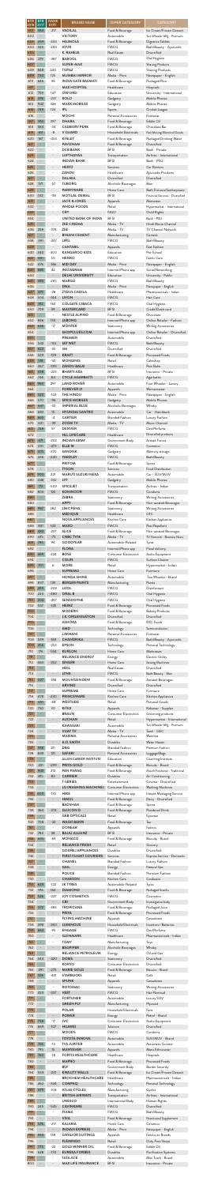| RANK 2018 | RANK 2017 | RANK CHANGE | BRAND NAME | SUPER CATEGORY | CATEGORY |
|---|---|---|---|---|---|
| 601 | | | VADILAL | Food & Beverage | Ice cream/Frozen Dessert |
| 602 | | | VICTORY | Automobile | Two Wheeler Mfg - Premium |
| 603 | | | HAJMOLA | Food & Beverage | Digestive Tablets |
| 604 | | | AYUR | FMCG | Bath&Beauty - Ayurvedic |
| 605 | | | K RAHEJA | Real Estate | Diversified |
| 606 | | | BABOOL | FMCG | Oral Hygiene |
| 607 | | | ZODIAC | FMCG | Shaving Products |
| 608 | | | TOPAZ | FMCG | Shaving Products |
| 609 | | | MUMBAI MIRROR | Media - Print | Newspaper - English |
| 610 | | | INDIA GATE BASMATI | Food & Beverage | Packaged Rice |
| 611 | | | MAX HOSPITAL | Healthcare | Hospitals |
| 612 | | | OXFORD | Education | University - International |
| 613 | | | BOLO | Gadgetry | Mobile Phones |
| 614 | | | MAX MOBILES | Gadgetry | Mobile Phones |
| 615 | | | IPL | Sports | Cricket League |
| 616 | | | MOCHI | Personal Accessories | Footwear |
| 617 | | | DAAWAT | Food & Beverage | Edible Oil |
| 618 | | | CADBURY PERK | Food & Beverage | Chocolate Bar |
| 619 | | | V GUARD | Household Electricals | Electrical Surge Protector |
| 620 | | | KINLEY | Food & Beverage | Packaged Drinking Water |
| 621 | | | PAVITRAM | Food & Beverage | Diversified |
| 622 | | | DCB BANK | BFSI | Bank - Private |
| 623 | | | LUFTHANSA | Transportation | Airlines - International |
| 624 | | | DALMIA | Diversified | Diversified |
| 625 | | | TUBORG | Alcoholic Beverages | Beer |
| 626 | | | PARRYWARE | Home Care | Bath Fixtures/Sanitaryware |
| 627 | | | MOTILAL OSWAL | BFSI | Financial Services - Diversified |
| 628 | | | JACK & JONES | Apparels | Menswear |
| 629 | | | WHOLE FOODS | Retail | Hypermarket - International |
| 630 | | | CRY | NGO | Child Rights |
| 631 | | | UNITED BANK OF INDIA | BFSI | Bank - PSU |
| 632 | | | ZEE CINEMA | Media - TV | Hindi Movie Channel |
| 633 | | | ABP NEWS | Media - TV | TV Channel Network |
| 634 | | | BINANI CEMENT | Manufacturing | Cement |
| 635 | | | LIRIL | FMCG | Bath&Beauty |
| 636 | | | CANTABIL | Apparels | Fast Fashion |
| 637 | | | KANGAROO KIDS | Education | Pre School |
| 638 | | | HENKO | FMCG | Fabric Care |
| 639 | | | KEO KARPIN | FMCG | Hair Oil |
| 640 | | | INSTAGRAM | Internet/Phone app | Social Networking |
| 641 | | | DELHI UNIVERSITY | Education | University - Public |
| 642 | | | MARICO | FMCG | Diversified |
| 643 | | | DNA | Media - Print | Newspaper - English |
| 644 | | | ZYDUS CADILA | Healthcare | Pharmaceuticals - Indian |
| 645 | | | LIVON | FMCG | Hair Care |
| 646 | | | COLGATE CIBACA | FMCG | Oral Hygiene |
| 647 | | | MASTERCARD | BFSI | Credit/Debit card |
| 648 | | | NESTLE ALPINO | Food & Beverage | Chocolate |
| 649 | | | JABONG | Internet/Phone app | Online Retailer - Fashion |
| 650 | | | MONTEX | Stationery | Writing Accessories |
| 651 | | | SHOPCLUES.COM | Internet/Phone app | Online Retailer - Diversified |
| 652 | | | PREMIER | Automobile | Diversified |
| 653 | | | SET WET | FMCG | Bath&Beauty |
| 654 | | | ISB | Education | Business School |
| 655 | | | KRAFT | Food & Beverage | Processed Foods |
| 656 | | | MONGINIS | Food & Beverage | Cakeshop |
| 657 | | | ZANDU BALM | Healthcare | Pain Balm |
| 658 | | | BHARTI AXA | BFSI | Insurance - Private |
| 659 | | | CYCLE AGARBATTI | FMCG | Agarbattis |
| 660 | | | LAND ROVER | Automobile | Four Wheeler Mfg - Luxury |
| 661 | | | FOREVER 21 | Apparels | Womenswear |
| 662 | | | THE HINDU | Media - Print | Newspaper - English |
| 663 | | | SPICE MOBILES | Gadgetry | Mobile Phones |
| 664 | | | IMPERIAL BLUE | Alcoholic Beverages | Whisky |
| 665 | | | HYUNDAI SANTRO | Automobile | Car - Hatchback |
| 666 | | | CARTIER | Branded Fashion | Luxury Fashion |
| 667 | | | ZOOM TV | Media - TV | Music Channel |
| 668 | | | DENVER | FMCG | Deo/Perfume |
| 669 | | | HLL LIFECARE | Healthcare | Diversified products |
| 670 | | | INDIAN ARMY | Government Body | Armed Forces |
| 671 | | | ELLE 18 | FMCG | Cosmetics |
| 672 | | | SANDISK | Gadgetry | Memory storage |
| 673 | | | YARDLEY | FMCG | Bath&Beauty |
| 674 | | | PRIYOM | Food & Beverage | Snacks |
| 675 | | | TYSON | Services | Food Distribution |
| 676 | | | MARUTI SUZUKI NEXA | Automobile | Car - SUV/MUV |
| 677 | | | LYF | Gadgetry | Mobile Phones |
| 678 | | | SPICEJET | Transportation | Airlines - Domestic |
| 679 | | | KOHINOOR | FMCG | Condoms |
| 680 | | | ZEBRA | Stationery | Writing Accessories |
| 681 | | | APPY | Food & Beverage | Non-aerated Beverages |
| 682 | | | LINC PENS | Stationery | Writing Accessories |
| 683 | | | MEDIQUE | Healthcare | OTC |
| 684 | | | NOVA APPLIANCES | Kitchen Care | Kitchen Appliances |
| 685 | | | MARO | FMCG | Pest Repellent |
| 686 | | | SLICE | Food & Beverage | Non-aerated Beverages |
| 687 | | | CNBC TV18 | Media - TV | TV Network - Business News |
| 688 | | | GOODYEAR | Automobile-Related | Tyres |
| 689 | | | FLORA | Internet/Phone app | Floral delivery |
| 690 | | | BOSE | Consumer Electronics | Audio Equipment |
| 691 | | | COLIN | FMCG | Surface Cleaner |
| 692 | | | MORE | Retail | Hypermarket - Indian |
| 693 | | | SUPREMO | Home Care | Furniture |
| 694 | | | HONDA SHINE | Automobile | Two Wheeler - Brand |
| 695 | | | BERGER PAINTS | Manufacturing | Paints |
| 696 | | | LIZOL | FMCG | Disinfectant |
| 697 | | | ORAL B | FMCG | Oral Hygiene |
| 698 | | | SENSODYNE | FMCG | Oral Hygiene |
| 699 | | | HEINZ | Food & Beverage | Processed Foods |
| 700 | | | MODERN | Food & Beverage | Bakery Products |
| 701 | | | J.K ORGANISATION | Diversified | Diversified |
| 702 | | | ASHOKA | Food & Beverage | RTC Foods |
| 703 | | | AMD | Technology | Semiconductor |
| 704 | | | LAKHANI | Personal Accessories | Footwear |
| 705 | | | CHANDRIKA | FMCG | Bath&Beauty - Ayurvedic |
| 706 | | | EPSON | Technology | Personal Technology |
| 707 | | | KURLON | Home Care | Mattresses |
| 708 | | | RELIANCE ENERGY | Energy | Electric Utility |
| 709 | | | SINGER | Home Care | Sewing Machines |
| 710 | | | HDIL | Real Estate | Diversified |
| 711 | | | LYNX | FMCG | Bath/Beauty - Men |
| 712 | | | MOUNTAIN DEW | Food & Beverage | Aerated Beverages |
| 713 | | | ARVIND | Diversified | Diversified |
| 714 | | | SUPREME | Home Care | Furniture |
| 715 | | | PRINCEWARE | Kitchen Care | Kitchen Appliances |
| 716 | | | WESTSIDE | Retail | Personal Goods |
| 717 | | | KITEX | Apparels | Kidswear - Supplier |
| 718 | | | BHASIN | Personal Accessories | Grooming products |
| 719 | | | AUCHAN | Retail | Hypermarket - International |
| 720 | | | KAWASAKI | Automobile | Two Wheeler Mfg - Premium |
| 721 | | | JAYA TV | Media - TV | Tamil - GEC |
| 722 | | | MAJIRMA | Personal Accessories | Cosmetics |
| 723 | | | A.O. SMITH | Durables | Water Heater |
| 724 | | | D&G | Branded Fashion | Premium Fashion |
| 725 | | | SAFARI | Personal Accessories | Luggage/Bags |
| 726 | | | ALLEN CAREER INSTITUTE | Education | Coaching Institute |
| 727 | | | PRIYA GOLD | Food & Beverage | Biscuits - Brand |
| 728 | | | PAN PARAG | Food & Beverage | Mouth Fresheners - National |
| 729 | | | CARRIER | Durables | Air Conditioning |
| 730 | | | T-SERIES | Entertainment | Diverse - Diversified |
| 731 | | | LG (WASHING MACHINE) | Consumer Electronics | Washing Machines |
| 732 | | | HIKE | Internet/Phone app | Instant Messaging Service |
| 733 | | | HIMUL | Food & Beverage | Dairy - Diversified |
| 734 | | | BADSHAH | Food & Beverage | Spices |
| 735 | | | GLUCON D | Food & Beverage | Powdered Drink |
| 736 | | | GKB OPTICALS | Retail | Eyewear |
| 737 | | | WAGH BAKRI | Food & Beverage | Tea |
| 738 | | | DONEAR | Apparels | Fabrics |
| 739 | | | BAJAJ ALLIANZ | BFSI | Insurance - Private |
| 740 | | | MONACO | Food & Beverage | Biscuits - Brand |
| 741 | | | RELIANCE FRESH | Retail | Grocery |
| 742 | | | GODREJ APPLIANCES | Durables | Diversified |
| 743 | | | FIRST FLIGHT COURIERS | Services | Express Service - Domestic |
| 744 | | | CHANEL | Branded Fashion | Luxury Fashion |
| 745 | | | GAIL | Energy | Natural Gas |
| 746 | | | POLICE | Branded Fashion | Fashion Accessories |
| 747 | | | CHAMPION | Kitchen Care | Cookware |
| 748 | | | JK TYRES | Automobile-Related | Tyres |
| 749 | | | DIAMOND | Food & Beverage | Packaged Snacks |
| 750 | | | JOY COSMETICS | FMCG | Cosmetics |
| 751 | | | CBI | Government Body | Investigation body |
| 752 | | | TROPICANA | Food & Beverage | Packaged Juice |
| 753 | | | PRIYA | Food & Beverage | Processed Foods |
| 754 | | | FLYING MACHINE | Apparels | Casualwear |
| 755 | | | LUMINOUS | Household Electricals | Inverters / Batteries |
| 756 | | | ENGAGE | FMCG | Deo/Perfume |
| 757 | | | GLENMARK | Healthcare | Pharmaceuticals - Indian |
| 758 | | | TONY | Manufacturing | Toys |
| 759 | | | BAGPIPER | Alcoholic Beverages | Whisky |
| 760 | | | RELIANCE PETROLEUM | Energy | Oil and Gas |
| 761 | | | BOSCH | Durables | Diversified |
| 762 | | | KORYO | Consumer Electronics | Diversified |
| 763 | | | MARIE GOLD | Food & Beverage | Biscuits - Brand |
| 764 | | | STARBUCKS | Retail | Cafe |
| 765 | | | SPUNK | Apparels | Casualwear |
| 766 | | | ROTOMAC | Stationery | Writing Accessories |
| 767 | | | VEET | FMCG | Hair Removal |
| 768 | | | FORTUNER | Automobile | Luxury SUV |
| 769 | | | GREEN PLY | Manufacturing | Plywood |
| 770 | | | POLAR | Household Electricals | Fans |
| 771 | | | POWER | Energy | Petrol - Brand |
| 772 | | | JVC | Consumer Electronics | Audio Equipment |
| 773 | | | HUAWEI | Telecom | Diversified |
| 774 | | | MOODS | FMCG | Condoms |
| 775 | | | TOYOTA INNOVA | Automobile | SUV/MUV - Brand |
| 776 | | | TVS JUPITER | Automobile | Automatic Scooter |
| 777 | | | MANYAVAR | Apparels | Menswear - Ethnic |
| 778 | | | FORTIS HEALTHCARE | Healthcare | Hospitals |
| 779 | | | MAPRO | Food & Beverage | Processed Foods |
| 780 | | | BSF | Government Body | Border Security |
| 781 | | | KWALITY WALLS | Food & Beverage | Ice cream/Frozen Dessert |
| 782 | | | BROCHEM HEALTHCARE | Healthcare | Pharmaceuticals - Indian |
| 783 | | | COMPAQ | Technology | Personal Technology |
| 784 | | | ATLAS CYCLES | Manufacturing | Cycles |
| 785 | | | BRITISH AIRWAYS | Transportation | Airlines - International |
| 786 | | | UNESCO | International Body | Human Rights |
| 787 | | | CAVINKARE | FMCG | Diversified |
| 788 | | | PIAMA | Manufacturing | |
| 789 | | | VIVA | Food & Beverage | Nutritional Supplement |
| 790 | | | KAJARIA | Home Care | Ceramics |
| 791 | | | INDIAN EXPRESS | Media - Print | Newspaper - English |
| 792 | | | SIYARAM SILK MILLS | Apparels | Fabrics to Brands |
| 793 | | | FLEMINGO | Retail | Duty Free Shops |
| 794 | | | GOLD WINNER OIL | Food & Beverage | Edible Oil |
| 795 | | | EUREKA FORBES | Durables | Purification Systems |
| 796 | | | TATA ACE | Automobile | Mini Truck - Brand |
| 797 | | | MAX LIFE INSURANCE | BFSI | Insurance - Private |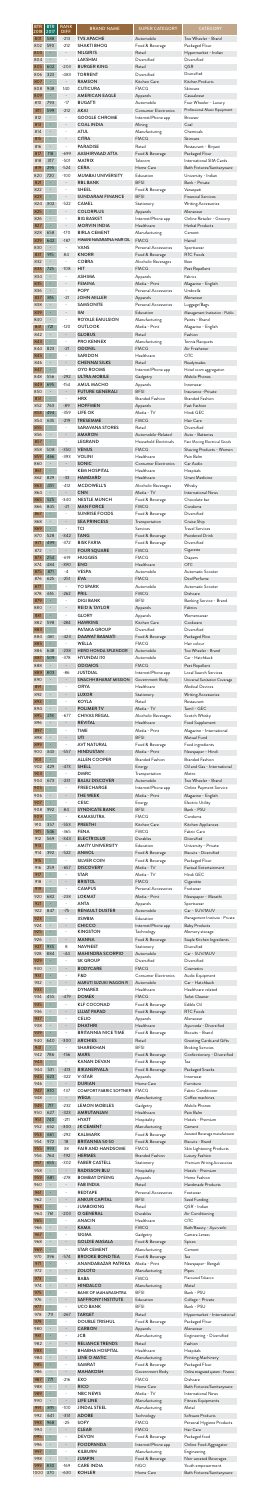| BTR 2019 | BTR 2018 | RANK CHANGE | BRAND NAME | SUPER CATEGORY | CATEGORY |
|---|---|---|---|---|---|
| 801 | 594 | -207 | TVS APACHE | Automobile | Two Wheeler - Brand |
| 802 | 590 | -212 | SHAKTI BHOG | Food & Beverage | Packaged Flour |
| 803 | - | - | NILGIRIS | Retail | Hypermarket - Indian |
| 804 | - | - | LAKSHMI | Diversified | Diversified |
| 805 | 602 | -203 | BURGER KING | Retail | QSR |
| 806 | 793 | -13 | TORRENT | Diversified | Diversified |
| 807 | - | - | RAMSON | Kitchen Care | Kitchen Products |
| 808 | 938 | 130 | CUTICURA | FMCG | Skincare |
| 809 | - | - | AMERICAN EAGLE | Apparels | Casualwear |
| 810 | 793 | -17 | BUGATTI | Automobile | Four Wheeler - Luxury |
| 811 | 599 | -212 | AKAI | Consumer Electronics | Professional Music Equipment |
| 812 | - | - | GOOGLE CHROME | Internet/Phone app | Browser |
| 813 | - | - | COAL INDIA | Mining | Coal |
| 814 | - | - | ATUL | Manufacturing | Chemicals |
| 815 | - | - | CITRA | FMCG | Skincare |
| 816 | - | - | PARADISE | Retail | Restaurant - Biryani |
| 817 | 718 | -99 | AASHIRVAAD ATTA | Food & Beverage | Packaged Flour |
| 818 | 317 | -501 | MATRIX | Telecom | International SIM Cards |
| 819 | 693 | -126 | CERA | Home Care | Bath Fixtures/Sanitaryware |
| 820 | 720 | -100 | MUMBAI UNIVERSITY | Education | University - Indian |
| 821 | - | - | RBL BANK | BFSI | Bank - Private |
| 822 | - | - | SHEEL | Food & Beverage | Spices |
| 823 | - | - | SUNDARAM FINANCE | BFSI | Financial Services |
| 824 | 1002 | 122 | CAMEL | Stationery | Writing Accessories |
| 825 | - | - | COLORPLUS | Apparels | Menswear |
| 826 | - | - | BIG BASKET | Internet/Phone app | Online Retailer - Grocery |
| 827 | - | - | MORVIN INDIA | Healthcare | Herbal Products |
| 828 | 658 | -170 | BIRLA CEMENT | Manufacturing | Cement |
| 829 | 682 | -147 | HIMANI NAVRATNA HAIR OIL | FMCG | Haircare |
| 830 | - | - | VANS | Personal Accessories | Sportswear |
| 831 | 985 | 154 | KHERA | Food & Beverage | RTC Foods |
| 832 | - | - | COBRA | Alcoholic Beverages | Beer |
| 833 | 725 | -108 | HIT | FMCG | Pest Repellent |
| 834 | - | - | ASHIMA | Apparels | Fabrics |
| 835 | - | - | PEMMA | Media - Print | Magazine - English |
| 836 | - | - | POPPY | Personal Accessories | Umbrella |
| 837 | 816 | -21 | JOHN MILLER | Apparels | Menswear |
| 838 | - | - | SAMSONITE | Personal Accessories | Luggage/Bags |
| 839 | - | - | XLRI | Education | Management Institute - Public |
| 840 | - | - | ROYALE EMULSION | Manufacturing | Paints - Wall |
| 841 | 728 | -123 | OUTLOOK | Media - Print | Magazine - English |
| 842 | - | - | GLOBUS | Retail | Fashion |
| 843 | - | - | PRO KENNEX | Manufacturing | Tennis Racquets |
| 844 | 823 | -21 | OZONE | FMCG | Air Fresheners |
| 845 | - | - | SAREDON | Healthcare | OTC |
| 846 | - | - | CHENNAI SILKS | Retail | Readymades |
| 847 | - | - | OYO ROOMS | Internet/Phone app | Hotel room aggregator |
| 848 | 556 | -292 | ULTRA MOBILE | Gadgetry | Mobile Phones |
| 849 | 695 | -154 | AMUL MACHO | Apparels | Innerwear |
| 850 | - | - | FUTURE GENERALI | BFSI | Insurance - Private |
| 851 | - | - | HRX | Branded Fashion | Branded Fashion |
| 852 | 763 | -89 | HOFFMEN | Apparels | Pret Fashion |
| 853 | 694 | -159 | LIFE OK | Media - TV | Hindi GEC |
| 854 | 635 | -219 | TRESEMME | FMCG | Hair Care |
| 855 | - | - | SARAVANA STORES | Retail | Diversified |
| 856 | - | - | AMARON | Automobile Related | Auto - Batteries |
| 857 | - | - | LEGRAND | Household Electricals | Fuse/Wiring/Electrical Goods |
| 858 | 558 | -300 | VENUS | FMCG | Shaving Products - Women |
| 859 | 670 | -189 | VOLINI | Healthcare | OTC |
| 860 | - | - | EONIC | Consumer Electronics | Car Audio |
| 861 | - | - | KIMS HOSPITAL | Healthcare | Hospitals |
| 862 | 829 | -33 | HANSAPLAST | Healthcare | Wound Medicine |
| 863 | 860 | -3 | MCDOWELL'S | Alcoholic Beverages | Whisky |
| 864 | - | - | CNN | Media - TV | International News |
| 865 | 565 | -300 | NESTLE MUNCH | Food & Beverage | Chocolate bar |
| 866 | 833 | -33 | MANFORCE | FMCG | Condoms |
| 867 | - | - | SUNRISE FOODS | Food & Beverage | Diversified |
| 868 | - | - | SEA PRINCESS | Transportation | Cruise Ship |
| 869 | - | - | TCI | Services | Travel Services |
| 870 | 528 | -342 | TANG | Food & Beverage | Powdered Drink |
| 871 | 699 | -172 | BISK FARM | Food & Beverage | Diversified |
| 872 | - | - | FOUR SQUARE | FMCG | Cigarette |
| 873 | 254 | -619 | HUGGIES | FMCG | Diapers |
| 874 | 684 | -190 | ENO | Healthcare | OTC |
| 875 | 871 | -4 | VESPA | Automobile | Automatic Scooter |
| 876 | 625 | -251 | EVA | FMCG | Deo/Perfume |
| 877 | - | - | YO SPARK | Automobile | Automatic Scooter |
| 878 | 616 | -262 | PEEL | FMCG | Dishware |
| 879 | - | - | DIGI BANK | BFSI | Banking Service - Brand |
| 880 | - | - | REID & TAYLOR | Apparels | Fabrics |
| 881 | - | - | GLORY | Apparels | Womenswear |
| 882 | 598 | -284 | HAWKINS | Kitchen Care | Cookware |
| 883 | - | - | PATAKA GROUP | Diversified | Diversified |
| 884 | 661 | -223 | DAAWAT BASMATI | Food & Beverage | Packaged Rice |
| 885 | - | - | WELLA | FMCG | Hair colour |
| 886 | 638 | -248 | HERO HONDA SPLENDOR | Automobile | Two Wheeler - Brand |
| 887 | 809 | -78 | HYUNDAI I10 | Automobile | Car - Hatchback |
| 888 | - | - | GOODKNIGHT | FMCG | Pest Repellent |
| 889 | 803 | -86 | JUSTDIAL | Internet/Phone app | Local Search Services |
| 890 | - | - | SWACHH BHARAT MISSION | Government Body | Universal Sanitation Coverage |
| 891 | - | - | OMRON | Healthcare | Medical Devices |
| 892 | - | - | LUXOR | Stationery | Writing Accessories |
| 893 | - | - | KOYLA | Retail | Restaurant |
| 894 | - | - | POLIMER TV | Media - TV | Tamil - GEC |
| 895 | 298 | -597 | CHIVAS REGAL | Alcoholic Beverages | Scotch Whisky |
| 896 | - | - | REVITAL | Healthcare | Food Supplement |
| 897 | - | - | TIME | Media - Print | Magazine - International |
| 898 | - | - | UTI | BFSI | Mutual Fund |
| 899 | - | - | AVT NATURAL | Food & Beverage | Food ingredients |
| 900 | 443 | -457 | HINDUSTAN | Media - Print | Newspaper - Hindi |
| 901 | - | - | ALLEN COOPER | Branded Fashion | Branded Fashion |
| 902 | 629 | -273 | SHELL | Energy | Oil and Gas - International |
| 903 | - | - | DMRC | Transportation | Metro |
| 904 | 671 | -233 | BAJAJ DISCOVER | Automobile | Two Wheeler - Brand |
| 905 | - | - | FREECHARGE | Internet/Phone app | Online Payment Service |
| 906 | - | - | THE WEEK | Media - Print | Magazine - English |
| 907 | - | - | CESC | Energy | Electric Utility |
| 908 | 992 | 84 | SYNDICATE BANK | BFSI | Bank - PSU |
| 909 | - | - | KAMASUTRA | FMCG | Condoms |
| 910 | 737 | -183 | PREETHI | Kitchen Care | Kitchen Appliances |
| 911 | 526 | -385 | FENA | FMCG | Fabric Care |
| 912 | 569 | -343 | ELECTROLUX | Durables | Diversified |
| 913 | - | - | AMITY UNIVERSITY | Education | University - Private |
| 914 | 990 | 76 | ANMOL | Food & Beverage | Biscuits - Diversified |
| 915 | - | - | SILVER COIN | Food & Beverage | Packaged Flour |
| 916 | 259 | -657 | DISCOVERY | Media - TV | Factual Entertainment |
| 917 | - | - | STAR | Media - TV | Hindi GEC |
| 918 | - | - | BRISTOL | FMCG | Cigarette |
| 919 | - | - | CAMPUS | Personal Accessories | Footwear |
| 920 | 682 | -238 | LOKMAT | Media - Print | Newspaper - Marathi |
| 921 | - | - | ANTA | Apparels | Sportswear |
| 922 | 847 | -75 | RENAULT DUSTER | Automobile | Car - SUV/MUV |
| 923 | - | - | SYMBIOSIS | Education | Postgraduate Institution - Private |
| 924 | - | - | CHICCO | Internet/Phone app | Baby Products |
| 925 | - | - | KINGSTON | Technology | Memory storage |
| 926 | - | - | MANNA | Food & Beverage | Staple Kitchen Ingredients |
| 927 | 965 | 38 | NAVNEET | Stationery | Diversified |
| 928 | 845 | -83 | MAHINDRA SCORPIO | Automobile | Car - SUV/MUV |
| 929 | - | - | SK GROUP | Diversified | Diversified |
| 930 | - | - | BODYCARE | FMCG | Cosmetics |
| 931 | - | - | F&D | Consumer Electronics | Audio Equipment |
| 932 | - | - | MARUTI SUZUKI WAGON R | Automobile | Car - Hatchback |
| 933 | - | - | DYNAMIX | Healthcare | Healthcare related |
| 934 | 455 | -479 | DOMEX | FMCG | Toilet Cleaner |
| 935 | - | - | KLF COCONAD | Food & Beverage | Edible Oil |
| 936 | - | - | LIJJAT PAPAD | Food & Beverage | RTC Foods |
| 937 | - | - | CELIO | Apparels | Menswear |
| 938 | - | - | DHATHRI | Healthcare | Ayurveda - Diversified |
| 939 | - | - | BRITANNIA NICE TIME | Food & Beverage | Biscuits - Brand |
| 940 | 643 | -297 | ARCHIES | Retail | Greeting Cards and Gifts |
| 941 | - | - | SHAREKHAN | BFSI | Broking Services |
| 942 | 766 | -176 | MARS | Food & Beverage | Confectionery - Diversified |
| 943 | - | - | KANAN DEVAN | Food & Beverage | Tea |
| 944 | 531 | -413 | BIKANERVALA | Food & Beverage | Packaged Snacks |
| 945 | 623 | -322 | V-STAR | Apparels | Innerwear |
| 946 | - | - | DURIAN | Home Care | Furniture |
| 947 | 810 | -137 | COMFORT FABRIC SOFTNER | FMCG | Fabric Conditioner |
| 948 | - | - | WEGA | Manufacturing | Coffee machine |
| 949 | 717 | -232 | LENOVO MOBILES | Gadgetry | Mobile Phones |
| 950 | 627 | -323 | AMRUTANJAN | Healthcare | Pain Balm |
| 951 | 920 | -31 | HYATT | Hospitality | Hotels - Premium |
| 952 | 652 | -300 | JK CEMENT | Manufacturing | Cement |
| 953 | 661 | -292 | KALNIRNAY | Publishing | Almanac |
| 954 | 973 | 19 | BRITANNIA 50 50 | Food & Beverage | Biscuits - Brand |
| 955 | 993 | 38 | FAIR AND HANDSOME | FMCG | Skin Lightening Products |
| 956 | 766 | -190 | HERMES | Branded Fashion | Luxury Fashion |
| 957 | 405 | -552 | FABER CASTELL | Stationery | Premium Writing Accessories |
| 958 | - | - | RADISSON BLU | Hospitality | Hotels - Premium |
| 959 | 681 | -278 | BOMBAY DYEING | Apparels | Home Fashion |
| 960 | - | - | FAB INDIA | Retail | Handmade Products |
| 961 | - | - | REDTAPE | Personal Accessories | Footwear |
| 962 | - | - | ANKUR CAPITAL | BFSI | Seed Funding |
| 963 | - | - | JUMBOKING | Retail | QSR - Indian |
| 964 | 741 | -223 | O GENERAL | Durables | Air Conditioning |
| 965 | - | - | ANACIN | Healthcare | OTC |
| 966 | - | - | KAMA | FMCG | Bath Beauty - Ayurvedic |
| 967 | - | - | SIGMA | Gadgetry | Camera Lenses |
| 968 | - | - | GOLDEN MASALA | Food & Beverage | Spices |
| 969 | - | - | STAR CEMENT | Manufacturing | Cement |
| 970 | 296 | -674 | BROOKE BOND TAJ | Food & Beverage | Tea |
| 971 | - | - | ANANDABAZAR PATRIKA | Media - Print | Newspaper - Bengali |
| 972 | - | - | ZOLOTO | Manufacturing | Pipes |
| 973 | - | - | BABA | FMCG | Flavoured Tobacco |
| 974 | - | - | HINDALCO | Manufacturing | Metal |
| 975 | - | - | BANK OF MAHARASHTRA | BFSI | Bank - PSU |
| 976 | - | - | SAFFRONY INSTITUTE | Education | College - Private |
| 977 | - | - | UCO BANK | BFSI | Bank - PSU |
| 978 | 711 | -267 | TARGET | Retail | Hypermarket - International |
| 979 | - | - | DOUBLE TRIANGLE | Food & Beverage | Packaged Flour |
| 980 | - | - | CARBON | Apparels | Menswear |
| 981 | - | - | JCB | Manufacturing | Engineering - Diversified |
| 982 | - | - | RELIANCE TRENDS | Retail | Fashion |
| 983 | - | - | BHABHA HOSPITAL | Healthcare | Hospitals |
| 984 | - | - | LINE O MATIC | Manufacturing | Printing Machinery |
| 985 | - | - | SAMRAT | Food & Beverage | Packaged Flour |
| 986 | - | - | MAHAMOSH | Government Body | Online payment system |
| 987 | 771 | -216 | EKO | FMCG | Diapers |
| 988 | - | - | RICO | Home Care | Bath Fixtures/Sanitaryware |
| 989 | - | - | NBC NEWS | Media - TV | International News |
| 990 | - | - | LIFE LINE | Manufacturing | Fitness Equipments |
| 991 | 690 | -301 | JINDAL STEEL | Manufacturing | Metal |
| 992 | 661 | -331 | ADOBE | Technology | Software Products |
| 993 | 968 | -25 | SOFY | FMCG | Personal Hygiene Products |
| 994 | - | - | CLEAR | FMCG | Hair Care |
| 995 | - | - | DEVON | Retail | Fashion |
| 996 | - | - | FOODPANDA | Internet/Phone app | Online Food Aggregator |
| 997 | - | - | KILBURN | Manufacturing | Engineering |
| 998 | - | - | JUMPIN | Food & Beverage | Non-aerated Beverages |
| 999 | 990 | -9 | CARE INDIA | NGO | Youth empowerment |
| 1000 | 870 | -130 | KOHLER | Home Care | Bath Fixtures/Sanitaryware |